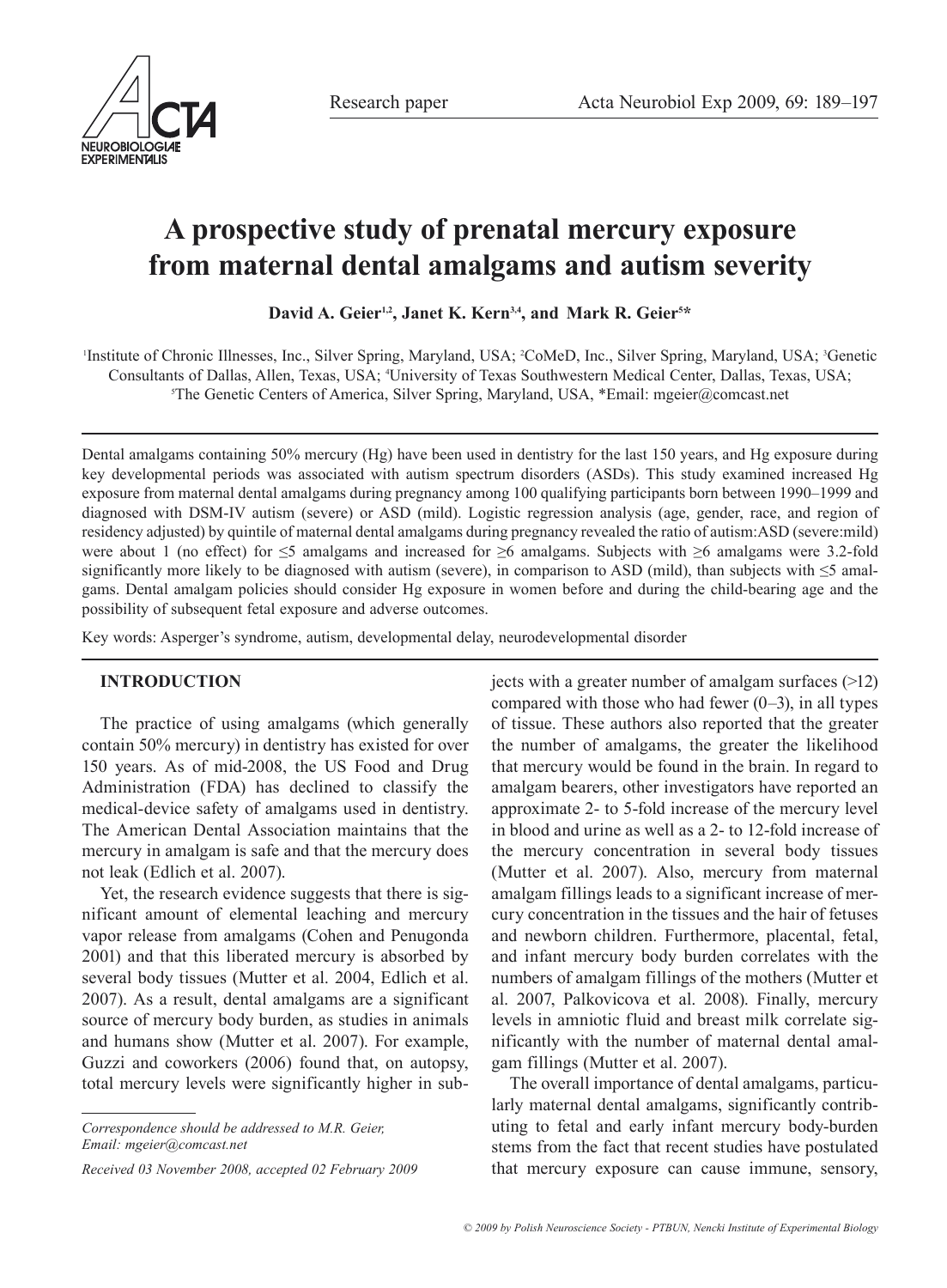# A prospective study of prenatal mercury exposure from maternal dental amalgams and autism severity

**David A. Geier[1,2], Janet K. Kern[3,4], and Mark R. Geier[5]***

[1]Institute of Chronic Illnesses, Inc., Silver Spring, Maryland, USA; [2]CoMeD, Inc., Silver Spring, Maryland, USA; [3]Genetic Consultants of Dallas, Allen, Texas, USA; [4]University of Texas Southwestern Medical Center, Dallas, Texas, USA; [5]The Genetic Centers of America, Silver Spring, Maryland, USA, *Email: mgeier@comcast.net

Dental amalgams containing 50% mercury (Hg) have been used in dentistry for the last 150 years, and Hg exposure during key developmental periods was associated with autism spectrum disorders (ASDs). This study examined increased Hg exposure from maternal dental amalgams during pregnancy among 100 qualifying participants born between 1990–1999 and diagnosed with DSM-IV autism (severe) or ASD (mild). Logistic regression analysis (age, gender, race, and region of residency adjusted) by quintile of maternal dental amalgams during pregnancy revealed the ratio of autism:ASD (severe:mild) were about 1 (no effect) for ≤5 amalgams and increased for ≥6 amalgams. Subjects with ≥6 amalgams were 3.2-fold significantly more likely to be diagnosed with autism (severe), in comparison to ASD (mild), than subjects with ≤5 amalgams. Dental amalgam policies should consider Hg exposure in women before and during the child-bearing age and the possibility of subsequent fetal exposure and adverse outcomes.

Key words: Asperger's syndrome, autism, developmental delay, neurodevelopmental disorder

## INTRODUCTION

The practice of using amalgams (which generally contain 50% mercury) in dentistry has existed for over 150 years. As of mid-2008, the US Food and Drug Administration (FDA) has declined to classify the medical-device safety of amalgams used in dentistry. The American Dental Association maintains that the mercury in amalgam is safe and that the mercury does not leak (Edlich et al. 2007).

Yet, the research evidence suggests that there is significant amount of elemental leaching and mercury vapor release from amalgams (Cohen and Penugonda 2001) and that this liberated mercury is absorbed by several body tissues (Mutter et al. 2004, Edlich et al. 2007). As a result, dental amalgams are a significant source of mercury body burden, as studies in animals and humans show (Mutter et al. 2007). For example, Guzzi and coworkers (2006) found that, on autopsy, total mercury levels were significantly higher in subjects with a greater number of amalgam surfaces (>12) compared with those who had fewer (0–3), in all types of tissue. These authors also reported that the greater the number of amalgams, the greater the likelihood that mercury would be found in the brain. In regard to amalgam bearers, other investigators have reported an approximate 2- to 5-fold increase of the mercury level in blood and urine as well as a 2- to 12-fold increase of the mercury concentration in several body tissues (Mutter et al. 2007). Also, mercury from maternal amalgam fillings leads to a significant increase of mercury concentration in the tissues and the hair of fetuses and newborn children. Furthermore, placental, fetal, and infant mercury body burden correlates with the numbers of amalgam fillings of the mothers (Mutter et al. 2007, Palkovicova et al. 2008). Finally, mercury levels in amniotic fluid and breast milk correlate significantly with the number of maternal dental amalgam fillings (Mutter et al. 2007).

The overall importance of dental amalgams, particularly maternal dental amalgams, significantly contributing to fetal and early infant mercury body-burden stems from the fact that recent studies have postulated that mercury exposure can cause immune, sensory,

*Correspondence should be addressed to M.R. Geier, Email: mgeier@comcast.net*

*Received 03 November 2008, accepted 02 February 2009*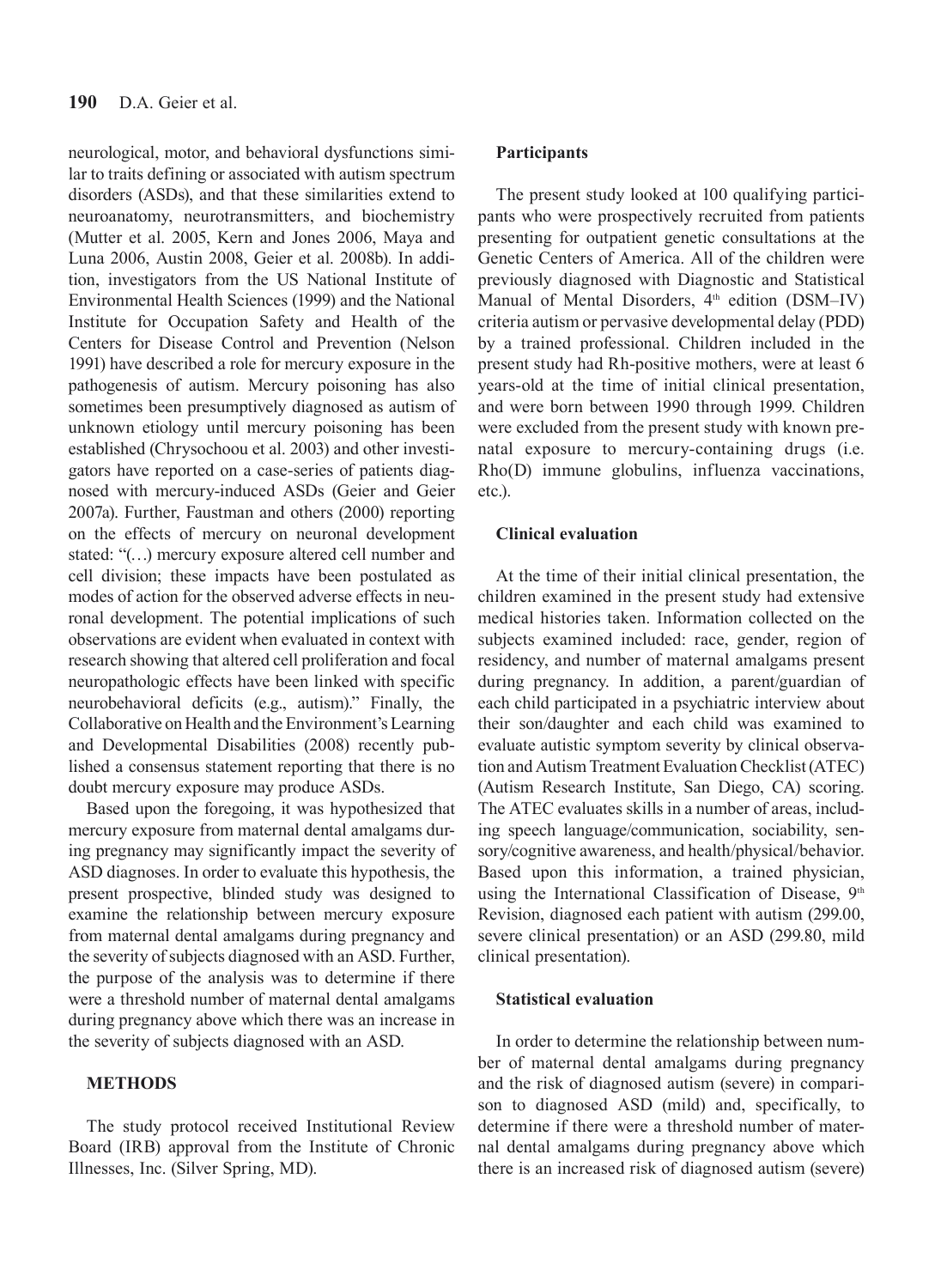neurological, motor, and behavioral dysfunctions similar to traits defining or associated with autism spectrum disorders (ASDs), and that these similarities extend to neuroanatomy, neurotransmitters, and biochemistry (Mutter et al. 2005, Kern and Jones 2006, Maya and Luna 2006, Austin 2008, Geier et al. 2008b). In addition, investigators from the US National Institute of Environmental Health Sciences (1999) and the National Institute for Occupation Safety and Health of the Centers for Disease Control and Prevention (Nelson 1991) have described a role for mercury exposure in the pathogenesis of autism. Mercury poisoning has also sometimes been presumptively diagnosed as autism of unknown etiology until mercury poisoning has been established (Chrysochoou et al. 2003) and other investigators have reported on a case-series of patients diagnosed with mercury-induced ASDs (Geier and Geier 2007a). Further, Faustman and others (2000) reporting on the effects of mercury on neuronal development stated: "(…) mercury exposure altered cell number and cell division; these impacts have been postulated as modes of action for the observed adverse effects in neuronal development. The potential implications of such observations are evident when evaluated in context with research showing that altered cell proliferation and focal neuropathologic effects have been linked with specific neurobehavioral deficits (e.g., autism)." Finally, the Collaborative on Health and the Environment's Learning and Developmental Disabilities (2008) recently published a consensus statement reporting that there is no doubt mercury exposure may produce ASDs.

Based upon the foregoing, it was hypothesized that mercury exposure from maternal dental amalgams during pregnancy may significantly impact the severity of ASD diagnoses. In order to evaluate this hypothesis, the present prospective, blinded study was designed to examine the relationship between mercury exposure from maternal dental amalgams during pregnancy and the severity of subjects diagnosed with an ASD. Further, the purpose of the analysis was to determine if there were a threshold number of maternal dental amalgams during pregnancy above which there was an increase in the severity of subjects diagnosed with an ASD.

## METHODS

The study protocol received Institutional Review Board (IRB) approval from the Institute of Chronic Illnesses, Inc. (Silver Spring, MD).

### Participants

The present study looked at 100 qualifying participants who were prospectively recruited from patients presenting for outpatient genetic consultations at the Genetic Centers of America. All of the children were previously diagnosed with Diagnostic and Statistical Manual of Mental Disorders, 4th edition (DSM–IV) criteria autism or pervasive developmental delay (PDD) by a trained professional. Children included in the present study had Rh-positive mothers, were at least 6 years-old at the time of initial clinical presentation, and were born between 1990 through 1999. Children were excluded from the present study with known prenatal exposure to mercury-containing drugs (i.e. Rho(D) immune globulins, influenza vaccinations, etc.).

### Clinical evaluation

At the time of their initial clinical presentation, the children examined in the present study had extensive medical histories taken. Information collected on the subjects examined included: race, gender, region of residency, and number of maternal amalgams present during pregnancy. In addition, a parent/guardian of each child participated in a psychiatric interview about their son/daughter and each child was examined to evaluate autistic symptom severity by clinical observation and Autism Treatment Evaluation Checklist (ATEC) (Autism Research Institute, San Diego, CA) scoring. The ATEC evaluates skills in a number of areas, including speech language/communication, sociability, sensory/cognitive awareness, and health/physical/behavior. Based upon this information, a trained physician, using the International Classification of Disease, 9th Revision, diagnosed each patient with autism (299.00, severe clinical presentation) or an ASD (299.80, mild clinical presentation).

### Statistical evaluation

In order to determine the relationship between number of maternal dental amalgams during pregnancy and the risk of diagnosed autism (severe) in comparison to diagnosed ASD (mild) and, specifically, to determine if there were a threshold number of maternal dental amalgams during pregnancy above which there is an increased risk of diagnosed autism (severe)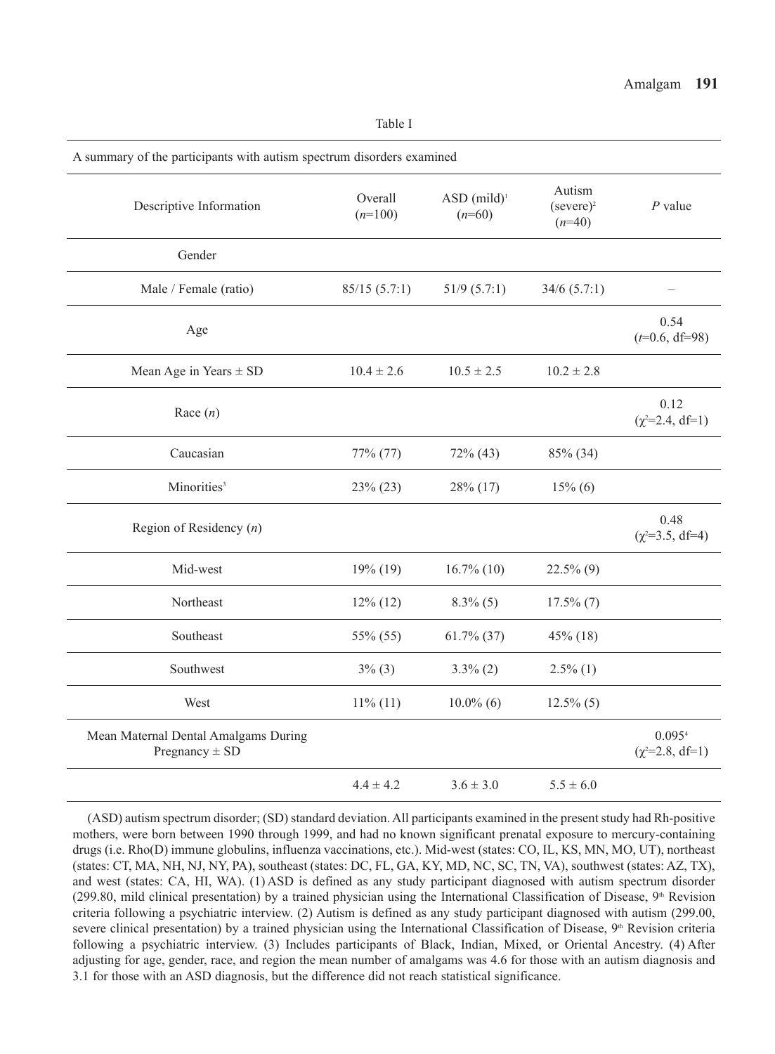Table I

A summary of the participants with autism spectrum disorders examined

| Descriptive Information | Overall (*n*=100) | ASD (mild)[1] (*n*=60) | Autism (severe)[2] (*n*=40) | *P* value |
|---|---|---|---|---|
| Gender | | | | |
| Male / Female (ratio) | 85/15 (5.7:1) | 51/9 (5.7:1) | 34/6 (5.7:1) | – |
| Age | | | | 0.54 ($t$=0.6, df=98) |
| Mean Age in Years ± SD | 10.4 ± 2.6 | 10.5 ± 2.5 | 10.2 ± 2.8 | |
| Race (*n*) | | | | 0.12 ($\chi^2$=2.4, df=1) |
| Caucasian | 77% (77) | 72% (43) | 85% (34) | |
| Minorities[3] | 23% (23) | 28% (17) | 15% (6) | |
| Region of Residency (*n*) | | | | 0.48 ($\chi^2$=3.5, df=4) |
| Mid-west | 19% (19) | 16.7% (10) | 22.5% (9) | |
| Northeast | 12% (12) | 8.3% (5) | 17.5% (7) | |
| Southeast | 55% (55) | 61.7% (37) | 45% (18) | |
| Southwest | 3% (3) | 3.3% (2) | 2.5% (1) | |
| West | 11% (11) | 10.0% (6) | 12.5% (5) | |
| Mean Maternal Dental Amalgams During Pregnancy ± SD | | | | 0.095[4] ($\chi^2$=2.8, df=1) |
| | 4.4 ± 4.2 | 3.6 ± 3.0 | 5.5 ± 6.0 | |

(ASD) autism spectrum disorder; (SD) standard deviation. All participants examined in the present study had Rh-positive mothers, were born between 1990 through 1999, and had no known significant prenatal exposure to mercury-containing drugs (i.e. Rho(D) immune globulins, influenza vaccinations, etc.). Mid-west (states: CO, IL, KS, MN, MO, UT), northeast (states: CT, MA, NH, NJ, NY, PA), southeast (states: DC, FL, GA, KY, MD, NC, SC, TN, VA), southwest (states: AZ, TX), and west (states: CA, HI, WA). (1) ASD is defined as any study participant diagnosed with autism spectrum disorder (299.80, mild clinical presentation) by a trained physician using the International Classification of Disease, 9th Revision criteria following a psychiatric interview. (2) Autism is defined as any study participant diagnosed with autism (299.00, severe clinical presentation) by a trained physician using the International Classification of Disease, 9th Revision criteria following a psychiatric interview. (3) Includes participants of Black, Indian, Mixed, or Oriental Ancestry. (4) After adjusting for age, gender, race, and region the mean number of amalgams was 4.6 for those with an autism diagnosis and 3.1 for those with an ASD diagnosis, but the difference did not reach statistical significance.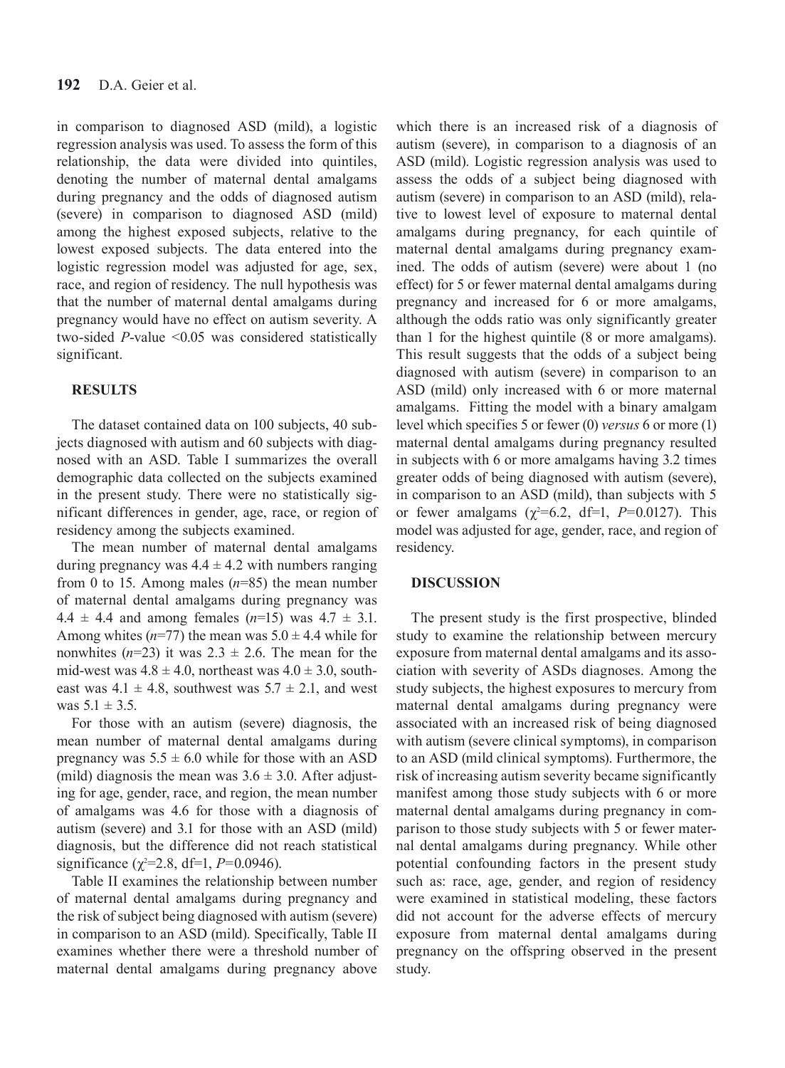in comparison to diagnosed ASD (mild), a logistic regression analysis was used. To assess the form of this relationship, the data were divided into quintiles, denoting the number of maternal dental amalgams during pregnancy and the odds of diagnosed autism (severe) in comparison to diagnosed ASD (mild) among the highest exposed subjects, relative to the lowest exposed subjects. The data entered into the logistic regression model was adjusted for age, sex, race, and region of residency. The null hypothesis was that the number of maternal dental amalgams during pregnancy would have no effect on autism severity. A two-sided *P*-value <0.05 was considered statistically significant.

## RESULTS

The dataset contained data on 100 subjects, 40 subjects diagnosed with autism and 60 subjects with diagnosed with an ASD. Table I summarizes the overall demographic data collected on the subjects examined in the present study. There were no statistically significant differences in gender, age, race, or region of residency among the subjects examined.

The mean number of maternal dental amalgams during pregnancy was $4.4 \pm 4.2$ with numbers ranging from 0 to 15. Among males ($n$=85) the mean number of maternal dental amalgams during pregnancy was $4.4 \pm 4.4$ and among females ($n$=15) was $4.7 \pm 3.1$. Among whites ($n$=77) the mean was $5.0 \pm 4.4$ while for nonwhites ($n$=23) it was $2.3 \pm 2.6$. The mean for the mid-west was $4.8 \pm 4.0$, northeast was $4.0 \pm 3.0$, southeast was $4.1 \pm 4.8$, southwest was $5.7 \pm 2.1$, and west was $5.1 \pm 3.5$.

For those with an autism (severe) diagnosis, the mean number of maternal dental amalgams during pregnancy was $5.5 \pm 6.0$ while for those with an ASD (mild) diagnosis the mean was $3.6 \pm 3.0$. After adjusting for age, gender, race, and region, the mean number of amalgams was 4.6 for those with a diagnosis of autism (severe) and 3.1 for those with an ASD (mild) diagnosis, but the difference did not reach statistical significance ($\chi^2$=2.8, df=1, $P$=0.0946).

Table II examines the relationship between number of maternal dental amalgams during pregnancy and the risk of subject being diagnosed with autism (severe) in comparison to an ASD (mild). Specifically, Table II examines whether there were a threshold number of maternal dental amalgams during pregnancy above which there is an increased risk of a diagnosis of autism (severe), in comparison to a diagnosis of an ASD (mild). Logistic regression analysis was used to assess the odds of a subject being diagnosed with autism (severe) in comparison to an ASD (mild), relative to lowest level of exposure to maternal dental amalgams during pregnancy, for each quintile of maternal dental amalgams during pregnancy examined. The odds of autism (severe) were about 1 (no effect) for 5 or fewer maternal dental amalgams during pregnancy and increased for 6 or more amalgams, although the odds ratio was only significantly greater than 1 for the highest quintile (8 or more amalgams). This result suggests that the odds of a subject being diagnosed with autism (severe) in comparison to an ASD (mild) only increased with 6 or more maternal amalgams. Fitting the model with a binary amalgam level which specifies 5 or fewer (0) *versus* 6 or more (1) maternal dental amalgams during pregnancy resulted in subjects with 6 or more amalgams having 3.2 times greater odds of being diagnosed with autism (severe), in comparison to an ASD (mild), than subjects with 5 or fewer amalgams ($\chi^2$=6.2, df=1, $P$=0.0127). This model was adjusted for age, gender, race, and region of residency.

## DISCUSSION

The present study is the first prospective, blinded study to examine the relationship between mercury exposure from maternal dental amalgams and its association with severity of ASDs diagnoses. Among the study subjects, the highest exposures to mercury from maternal dental amalgams during pregnancy were associated with an increased risk of being diagnosed with autism (severe clinical symptoms), in comparison to an ASD (mild clinical symptoms). Furthermore, the risk of increasing autism severity became significantly manifest among those study subjects with 6 or more maternal dental amalgams during pregnancy in comparison to those study subjects with 5 or fewer maternal dental amalgams during pregnancy. While other potential confounding factors in the present study such as: race, age, gender, and region of residency were examined in statistical modeling, these factors did not account for the adverse effects of mercury exposure from maternal dental amalgams during pregnancy on the offspring observed in the present study.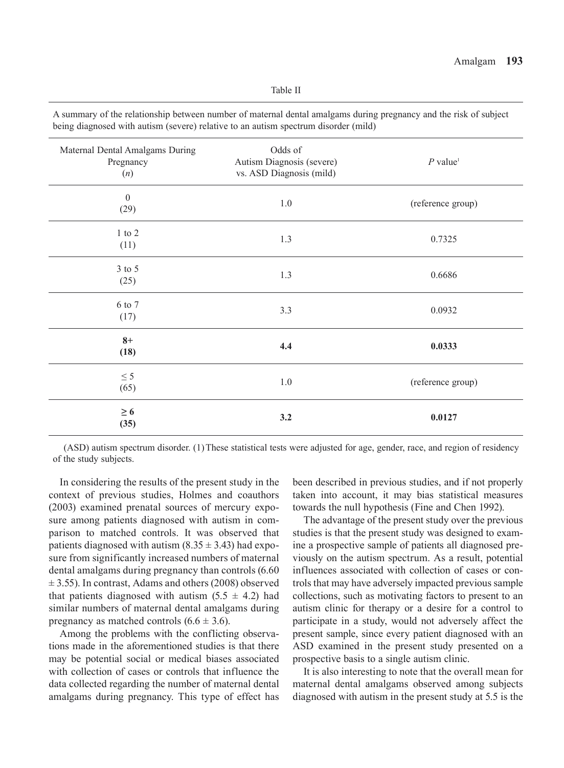Table II

A summary of the relationship between number of maternal dental amalgams during pregnancy and the risk of subject being diagnosed with autism (severe) relative to an autism spectrum disorder (mild)

| Maternal Dental Amalgams During Pregnancy (*n*) | Odds of Autism Diagnosis (severe) vs. ASD Diagnosis (mild) | *P* value[1] |
|---|---|---|
| 0 (29) | 1.0 | (reference group) |
| 1 to 2 (11) | 1.3 | 0.7325 |
| 3 to 5 (25) | 1.3 | 0.6686 |
| 6 to 7 (17) | 3.3 | 0.0932 |
| **8+ (18)** | **4.4** | **0.0333** |
| ≤ 5 (65) | 1.0 | (reference group) |
| **≥ 6 (35)** | **3.2** | **0.0127** |

(ASD) autism spectrum disorder. (1) These statistical tests were adjusted for age, gender, race, and region of residency of the study subjects.

In considering the results of the present study in the context of previous studies, Holmes and coauthors (2003) examined prenatal sources of mercury exposure among patients diagnosed with autism in comparison to matched controls. It was observed that patients diagnosed with autism ($8.35 \pm 3.43$) had exposure from significantly increased numbers of maternal dental amalgams during pregnancy than controls ($6.60 \pm 3.55$). In contrast, Adams and others (2008) observed that patients diagnosed with autism ($5.5 \pm 4.2$) had similar numbers of maternal dental amalgams during pregnancy as matched controls ($6.6 \pm 3.6$).

Among the problems with the conflicting observations made in the aforementioned studies is that there may be potential social or medical biases associated with collection of cases or controls that influence the data collected regarding the number of maternal dental amalgams during pregnancy. This type of effect has been described in previous studies, and if not properly taken into account, it may bias statistical measures towards the null hypothesis (Fine and Chen 1992).

The advantage of the present study over the previous studies is that the present study was designed to examine a prospective sample of patients all diagnosed previously on the autism spectrum. As a result, potential influences associated with collection of cases or controls that may have adversely impacted previous sample collections, such as motivating factors to present to an autism clinic for therapy or a desire for a control to participate in a study, would not adversely affect the present sample, since every patient diagnosed with an ASD examined in the present study presented on a prospective basis to a single autism clinic.

It is also interesting to note that the overall mean for maternal dental amalgams observed among subjects diagnosed with autism in the present study at 5.5 is the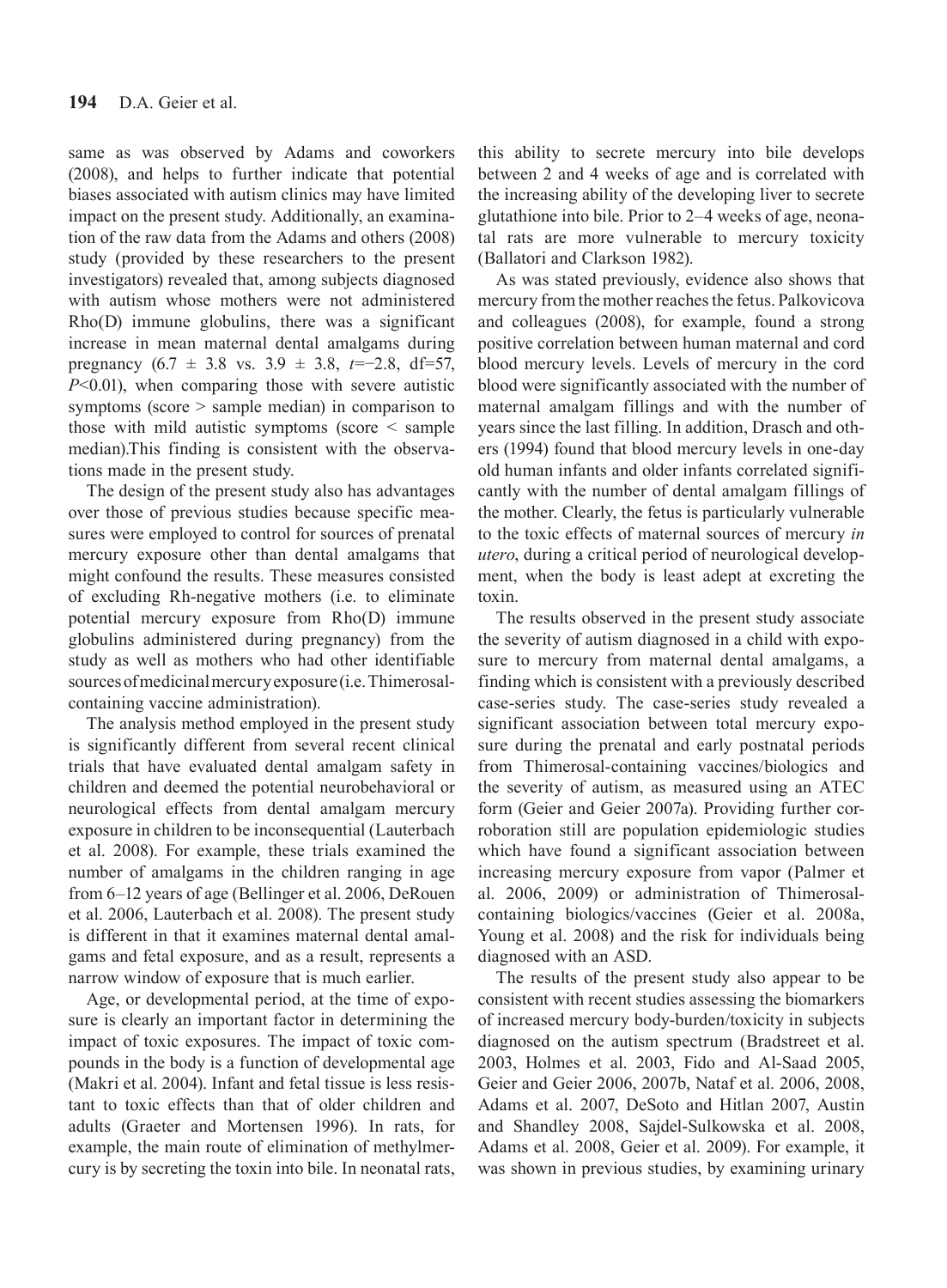same as was observed by Adams and coworkers (2008), and helps to further indicate that potential biases associated with autism clinics may have limited impact on the present study. Additionally, an examination of the raw data from the Adams and others (2008) study (provided by these researchers to the present investigators) revealed that, among subjects diagnosed with autism whose mothers were not administered Rho(D) immune globulins, there was a significant increase in mean maternal dental amalgams during pregnancy ($6.7 \pm 3.8$ vs. $3.9 \pm 3.8$, $t=-2.8$, df=57, $P<0.01$), when comparing those with severe autistic symptoms (score > sample median) in comparison to those with mild autistic symptoms (score < sample median).This finding is consistent with the observations made in the present study.

The design of the present study also has advantages over those of previous studies because specific measures were employed to control for sources of prenatal mercury exposure other than dental amalgams that might confound the results. These measures consisted of excluding Rh-negative mothers (i.e. to eliminate potential mercury exposure from Rho(D) immune globulins administered during pregnancy) from the study as well as mothers who had other identifiable sources of medicinal mercury exposure (i.e. Thimerosal-containing vaccine administration).

The analysis method employed in the present study is significantly different from several recent clinical trials that have evaluated dental amalgam safety in children and deemed the potential neurobehavioral or neurological effects from dental amalgam mercury exposure in children to be inconsequential (Lauterbach et al. 2008). For example, these trials examined the number of amalgams in the children ranging in age from 6–12 years of age (Bellinger et al. 2006, DeRouen et al. 2006, Lauterbach et al. 2008). The present study is different in that it examines maternal dental amalgams and fetal exposure, and as a result, represents a narrow window of exposure that is much earlier.

Age, or developmental period, at the time of exposure is clearly an important factor in determining the impact of toxic exposures. The impact of toxic compounds in the body is a function of developmental age (Makri et al. 2004). Infant and fetal tissue is less resistant to toxic effects than that of older children and adults (Graeter and Mortensen 1996). In rats, for example, the main route of elimination of methylmercury is by secreting the toxin into bile. In neonatal rats, this ability to secrete mercury into bile develops between 2 and 4 weeks of age and is correlated with the increasing ability of the developing liver to secrete glutathione into bile. Prior to 2–4 weeks of age, neonatal rats are more vulnerable to mercury toxicity (Ballatori and Clarkson 1982).

As was stated previously, evidence also shows that mercury from the mother reaches the fetus. Palkovicova and colleagues (2008), for example, found a strong positive correlation between human maternal and cord blood mercury levels. Levels of mercury in the cord blood were significantly associated with the number of maternal amalgam fillings and with the number of years since the last filling. In addition, Drasch and others (1994) found that blood mercury levels in one-day old human infants and older infants correlated significantly with the number of dental amalgam fillings of the mother. Clearly, the fetus is particularly vulnerable to the toxic effects of maternal sources of mercury *in utero*, during a critical period of neurological development, when the body is least adept at excreting the toxin.

The results observed in the present study associate the severity of autism diagnosed in a child with exposure to mercury from maternal dental amalgams, a finding which is consistent with a previously described case-series study. The case-series study revealed a significant association between total mercury exposure during the prenatal and early postnatal periods from Thimerosal-containing vaccines/biologics and the severity of autism, as measured using an ATEC form (Geier and Geier 2007a). Providing further corroboration still are population epidemiologic studies which have found a significant association between increasing mercury exposure from vapor (Palmer et al. 2006, 2009) or administration of Thimerosal-containing biologics/vaccines (Geier et al. 2008a, Young et al. 2008) and the risk for individuals being diagnosed with an ASD.

The results of the present study also appear to be consistent with recent studies assessing the biomarkers of increased mercury body-burden/toxicity in subjects diagnosed on the autism spectrum (Bradstreet et al. 2003, Holmes et al. 2003, Fido and Al-Saad 2005, Geier and Geier 2006, 2007b, Nataf et al. 2006, 2008, Adams et al. 2007, DeSoto and Hitlan 2007, Austin and Shandley 2008, Sajdel-Sulkowska et al. 2008, Adams et al. 2008, Geier et al. 2009). For example, it was shown in previous studies, by examining urinary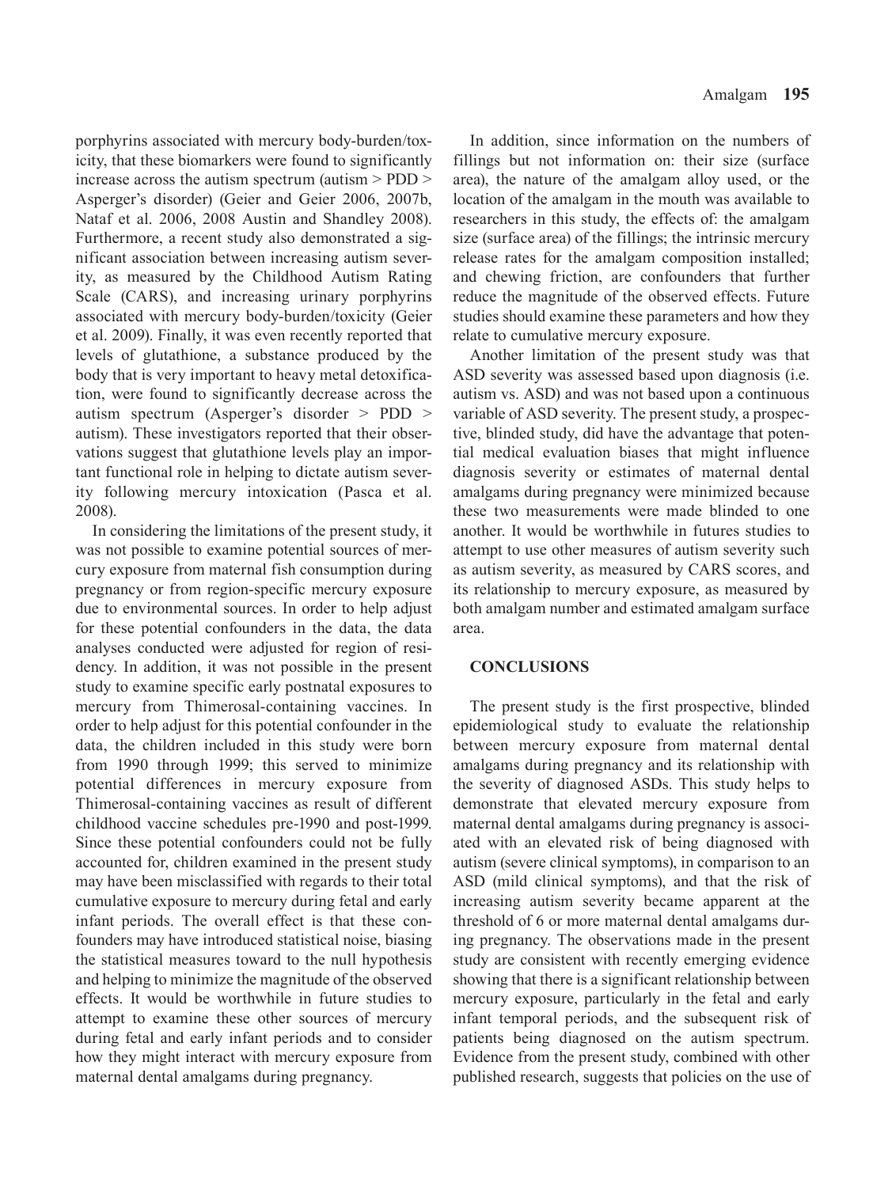porphyrins associated with mercury body-burden/toxicity, that these biomarkers were found to significantly increase across the autism spectrum (autism > PDD > Asperger's disorder) (Geier and Geier 2006, 2007b, Nataf et al. 2006, 2008 Austin and Shandley 2008). Furthermore, a recent study also demonstrated a significant association between increasing autism severity, as measured by the Childhood Autism Rating Scale (CARS), and increasing urinary porphyrins associated with mercury body-burden/toxicity (Geier et al. 2009). Finally, it was even recently reported that levels of glutathione, a substance produced by the body that is very important to heavy metal detoxification, were found to significantly decrease across the autism spectrum (Asperger's disorder > PDD > autism). These investigators reported that their observations suggest that glutathione levels play an important functional role in helping to dictate autism severity following mercury intoxication (Pasca et al. 2008).

In considering the limitations of the present study, it was not possible to examine potential sources of mercury exposure from maternal fish consumption during pregnancy or from region-specific mercury exposure due to environmental sources. In order to help adjust for these potential confounders in the data, the data analyses conducted were adjusted for region of residency. In addition, it was not possible in the present study to examine specific early postnatal exposures to mercury from Thimerosal-containing vaccines. In order to help adjust for this potential confounder in the data, the children included in this study were born from 1990 through 1999; this served to minimize potential differences in mercury exposure from Thimerosal-containing vaccines as result of different childhood vaccine schedules pre-1990 and post-1999. Since these potential confounders could not be fully accounted for, children examined in the present study may have been misclassified with regards to their total cumulative exposure to mercury during fetal and early infant periods. The overall effect is that these confounders may have introduced statistical noise, biasing the statistical measures toward to the null hypothesis and helping to minimize the magnitude of the observed effects. It would be worthwhile in future studies to attempt to examine these other sources of mercury during fetal and early infant periods and to consider how they might interact with mercury exposure from maternal dental amalgams during pregnancy.

In addition, since information on the numbers of fillings but not information on: their size (surface area), the nature of the amalgam alloy used, or the location of the amalgam in the mouth was available to researchers in this study, the effects of: the amalgam size (surface area) of the fillings; the intrinsic mercury release rates for the amalgam composition installed; and chewing friction, are confounders that further reduce the magnitude of the observed effects. Future studies should examine these parameters and how they relate to cumulative mercury exposure.

Another limitation of the present study was that ASD severity was assessed based upon diagnosis (i.e. autism vs. ASD) and was not based upon a continuous variable of ASD severity. The present study, a prospective, blinded study, did have the advantage that potential medical evaluation biases that might influence diagnosis severity or estimates of maternal dental amalgams during pregnancy were minimized because these two measurements were made blinded to one another. It would be worthwhile in futures studies to attempt to use other measures of autism severity such as autism severity, as measured by CARS scores, and its relationship to mercury exposure, as measured by both amalgam number and estimated amalgam surface area.

## CONCLUSIONS

The present study is the first prospective, blinded epidemiological study to evaluate the relationship between mercury exposure from maternal dental amalgams during pregnancy and its relationship with the severity of diagnosed ASDs. This study helps to demonstrate that elevated mercury exposure from maternal dental amalgams during pregnancy is associated with an elevated risk of being diagnosed with autism (severe clinical symptoms), in comparison to an ASD (mild clinical symptoms), and that the risk of increasing autism severity became apparent at the threshold of 6 or more maternal dental amalgams during pregnancy. The observations made in the present study are consistent with recently emerging evidence showing that there is a significant relationship between mercury exposure, particularly in the fetal and early infant temporal periods, and the subsequent risk of patients being diagnosed on the autism spectrum. Evidence from the present study, combined with other published research, suggests that policies on the use of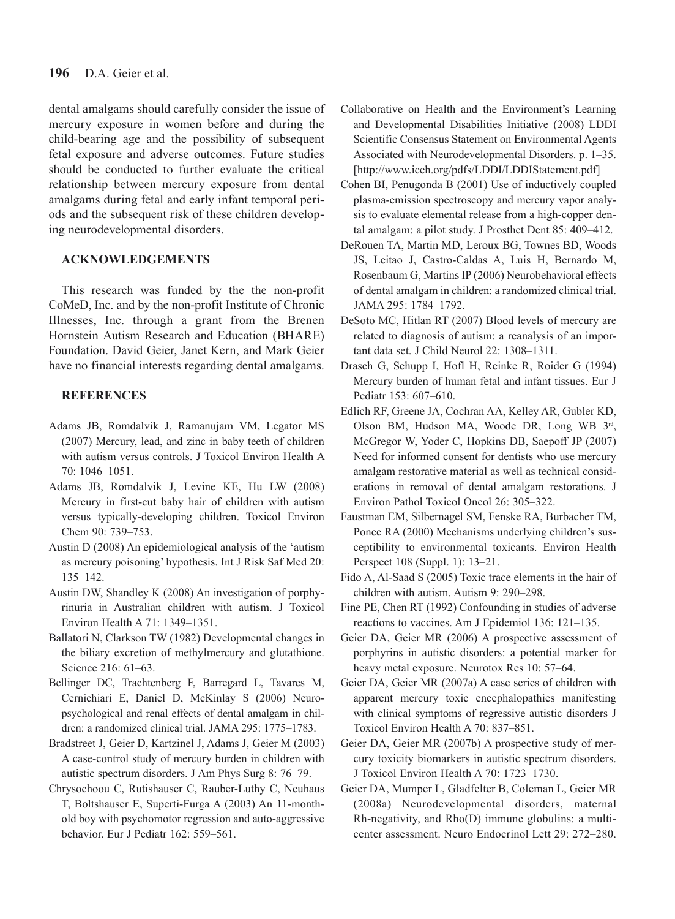dental amalgams should carefully consider the issue of mercury exposure in women before and during the child-bearing age and the possibility of subsequent fetal exposure and adverse outcomes. Future studies should be conducted to further evaluate the critical relationship between mercury exposure from dental amalgams during fetal and early infant temporal periods and the subsequent risk of these children developing neurodevelopmental disorders.

## ACKNOWLEDGEMENTS

This research was funded by the the non-profit CoMeD, Inc. and by the non-profit Institute of Chronic Illnesses, Inc. through a grant from the Brenen Hornstein Autism Research and Education (BHARE) Foundation. David Geier, Janet Kern, and Mark Geier have no financial interests regarding dental amalgams.

## REFERENCES

Adams JB, Romdalvik J, Ramanujam VM, Legator MS (2007) Mercury, lead, and zinc in baby teeth of children with autism versus controls. J Toxicol Environ Health A 70: 1046–1051.

Adams JB, Romdalvik J, Levine KE, Hu LW (2008) Mercury in first-cut baby hair of children with autism versus typically-developing children. Toxicol Environ Chem 90: 739–753.

Austin D (2008) An epidemiological analysis of the 'autism as mercury poisoning' hypothesis. Int J Risk Saf Med 20: 135–142.

Austin DW, Shandley K (2008) An investigation of porphyrinuria in Australian children with autism. J Toxicol Environ Health A 71: 1349–1351.

Ballatori N, Clarkson TW (1982) Developmental changes in the biliary excretion of methylmercury and glutathione. Science 216: 61–63.

Bellinger DC, Trachtenberg F, Barregard L, Tavares M, Cernichiari E, Daniel D, McKinlay S (2006) Neuropsychological and renal effects of dental amalgam in children: a randomized clinical trial. JAMA 295: 1775–1783.

Bradstreet J, Geier D, Kartzinel J, Adams J, Geier M (2003) A case-control study of mercury burden in children with autistic spectrum disorders. J Am Phys Surg 8: 76–79.

Chrysochoou C, Rutishauser C, Rauber-Luthy C, Neuhaus T, Boltshauser E, Superti-Furga A (2003) An 11-month-old boy with psychomotor regression and auto-aggressive behavior. Eur J Pediatr 162: 559–561.

Collaborative on Health and the Environment's Learning and Developmental Disabilities Initiative (2008) LDDI Scientific Consensus Statement on Environmental Agents Associated with Neurodevelopmental Disorders. p. 1–35. [http://www.iceh.org/pdfs/LDDI/LDDIStatement.pdf]

Cohen BI, Penugonda B (2001) Use of inductively coupled plasma-emission spectroscopy and mercury vapor analysis to evaluate elemental release from a high-copper dental amalgam: a pilot study. J Prosthet Dent 85: 409–412.

DeRouen TA, Martin MD, Leroux BG, Townes BD, Woods JS, Leitao J, Castro-Caldas A, Luis H, Bernardo M, Rosenbaum G, Martins IP (2006) Neurobehavioral effects of dental amalgam in children: a randomized clinical trial. JAMA 295: 1784–1792.

DeSoto MC, Hitlan RT (2007) Blood levels of mercury are related to diagnosis of autism: a reanalysis of an important data set. J Child Neurol 22: 1308–1311.

Drasch G, Schupp I, Hofl H, Reinke R, Roider G (1994) Mercury burden of human fetal and infant tissues. Eur J Pediatr 153: 607–610.

Edlich RF, Greene JA, Cochran AA, Kelley AR, Gubler KD, Olson BM, Hudson MA, Woode DR, Long WB 3rd, McGregor W, Yoder C, Hopkins DB, Saepoff JP (2007) Need for informed consent for dentists who use mercury amalgam restorative material as well as technical considerations in removal of dental amalgam restorations. J Environ Pathol Toxicol Oncol 26: 305–322.

Faustman EM, Silbernagel SM, Fenske RA, Burbacher TM, Ponce RA (2000) Mechanisms underlying children's susceptibility to environmental toxicants. Environ Health Perspect 108 (Suppl. 1): 13–21.

Fido A, Al-Saad S (2005) Toxic trace elements in the hair of children with autism. Autism 9: 290–298.

Fine PE, Chen RT (1992) Confounding in studies of adverse reactions to vaccines. Am J Epidemiol 136: 121–135.

Geier DA, Geier MR (2006) A prospective assessment of porphyrins in autistic disorders: a potential marker for heavy metal exposure. Neurotox Res 10: 57–64.

Geier DA, Geier MR (2007a) A case series of children with apparent mercury toxic encephalopathies manifesting with clinical symptoms of regressive autistic disorders J Toxicol Environ Health A 70: 837–851.

Geier DA, Geier MR (2007b) A prospective study of mercury toxicity biomarkers in autistic spectrum disorders. J Toxicol Environ Health A 70: 1723–1730.

Geier DA, Mumper L, Gladfelter B, Coleman L, Geier MR (2008a) Neurodevelopmental disorders, maternal Rh-negativity, and Rho(D) immune globulins: a multi-center assessment. Neuro Endocrinol Lett 29: 272–280.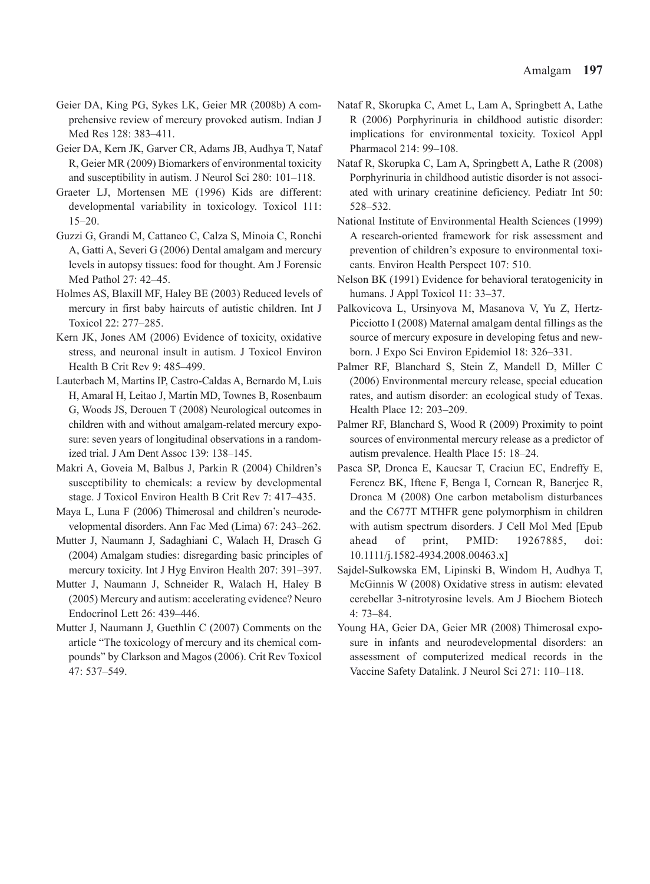Geier DA, King PG, Sykes LK, Geier MR (2008b) A comprehensive review of mercury provoked autism. Indian J Med Res 128: 383–411.

Geier DA, Kern JK, Garver CR, Adams JB, Audhya T, Nataf R, Geier MR (2009) Biomarkers of environmental toxicity and susceptibility in autism. J Neurol Sci 280: 101–118.

Graeter LJ, Mortensen ME (1996) Kids are different: developmental variability in toxicology. Toxicol 111: 15–20.

Guzzi G, Grandi M, Cattaneo C, Calza S, Minoia C, Ronchi A, Gatti A, Severi G (2006) Dental amalgam and mercury levels in autopsy tissues: food for thought. Am J Forensic Med Pathol 27: 42–45.

Holmes AS, Blaxill MF, Haley BE (2003) Reduced levels of mercury in first baby haircuts of autistic children. Int J Toxicol 22: 277–285.

Kern JK, Jones AM (2006) Evidence of toxicity, oxidative stress, and neuronal insult in autism. J Toxicol Environ Health B Crit Rev 9: 485–499.

Lauterbach M, Martins IP, Castro-Caldas A, Bernardo M, Luis H, Amaral H, Leitao J, Martin MD, Townes B, Rosenbaum G, Woods JS, Derouen T (2008) Neurological outcomes in children with and without amalgam-related mercury exposure: seven years of longitudinal observations in a randomized trial. J Am Dent Assoc 139: 138–145.

Makri A, Goveia M, Balbus J, Parkin R (2004) Children's susceptibility to chemicals: a review by developmental stage. J Toxicol Environ Health B Crit Rev 7: 417–435.

Maya L, Luna F (2006) Thimerosal and children's neurodevelopmental disorders. Ann Fac Med (Lima) 67: 243–262.

Mutter J, Naumann J, Sadaghiani C, Walach H, Drasch G (2004) Amalgam studies: disregarding basic principles of mercury toxicity. Int J Hyg Environ Health 207: 391–397.

Mutter J, Naumann J, Schneider R, Walach H, Haley B (2005) Mercury and autism: accelerating evidence? Neuro Endocrinol Lett 26: 439–446.

Mutter J, Naumann J, Guethlin C (2007) Comments on the article "The toxicology of mercury and its chemical compounds" by Clarkson and Magos (2006). Crit Rev Toxicol 47: 537–549.

Nataf R, Skorupka C, Amet L, Lam A, Springbett A, Lathe R (2006) Porphyrinuria in childhood autistic disorder: implications for environmental toxicity. Toxicol Appl Pharmacol 214: 99–108.

Nataf R, Skorupka C, Lam A, Springbett A, Lathe R (2008) Porphyrinuria in childhood autistic disorder is not associated with urinary creatinine deficiency. Pediatr Int 50: 528–532.

National Institute of Environmental Health Sciences (1999) A research-oriented framework for risk assessment and prevention of children's exposure to environmental toxicants. Environ Health Perspect 107: 510.

Nelson BK (1991) Evidence for behavioral teratogenicity in humans. J Appl Toxicol 11: 33–37.

Palkovicova L, Ursinyova M, Masanova V, Yu Z, Hertz-Picciotto I (2008) Maternal amalgam dental fillings as the source of mercury exposure in developing fetus and newborn. J Expo Sci Environ Epidemiol 18: 326–331.

Palmer RF, Blanchard S, Stein Z, Mandell D, Miller C (2006) Environmental mercury release, special education rates, and autism disorder: an ecological study of Texas. Health Place 12: 203–209.

Palmer RF, Blanchard S, Wood R (2009) Proximity to point sources of environmental mercury release as a predictor of autism prevalence. Health Place 15: 18–24.

Pasca SP, Dronca E, Kaucsar T, Craciun EC, Endreffy E, Ferencz BK, Iftene F, Benga I, Cornean R, Banerjee R, Dronca M (2008) One carbon metabolism disturbances and the C677T MTHFR gene polymorphism in children with autism spectrum disorders. J Cell Mol Med [Epub ahead of print, PMID: 19267885, doi: 10.1111/j.1582-4934.2008.00463.x]

Sajdel-Sulkowska EM, Lipinski B, Windom H, Audhya T, McGinnis W (2008) Oxidative stress in autism: elevated cerebellar 3-nitrotyrosine levels. Am J Biochem Biotech 4: 73–84.

Young HA, Geier DA, Geier MR (2008) Thimerosal exposure in infants and neurodevelopmental disorders: an assessment of computerized medical records in the Vaccine Safety Datalink. J Neurol Sci 271: 110–118.